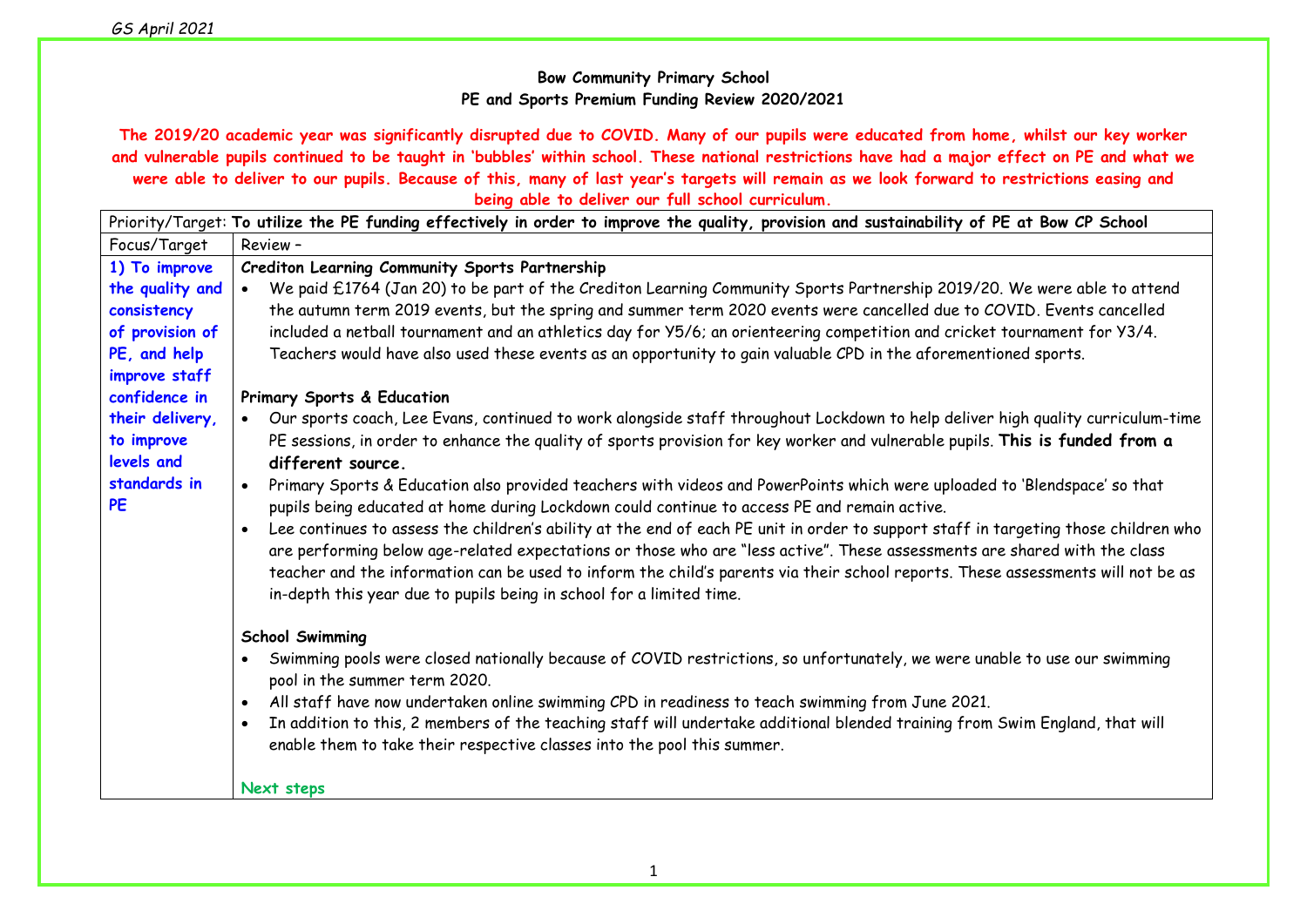*GS April 2021*

**Bow Community Primary School**
**PE and Sports Premium Funding Review 2020/2021**

**The 2019/20 academic year was significantly disrupted due to COVID. Many of our pupils were educated from home, whilst our key worker and vulnerable pupils continued to be taught in 'bubbles' within school. These national restrictions have had a major effect on PE and what we were able to deliver to our pupils. Because of this, many of last year's targets will remain as we look forward to restrictions easing and being able to deliver our full school curriculum.**

| Priority/Target: **To utilize the PE funding effectively in order to improve the quality, provision and sustainability of PE at Bow CP School** | |
|---|---|
| Focus/Target | Review – |
| **1) To improve the quality and consistency of provision of PE, and help improve staff confidence in their delivery, to improve levels and standards in PE** | **Crediton Learning Community Sports Partnership**<br>• We paid £1764 (Jan 20) to be part of the Crediton Learning Community Sports Partnership 2019/20. We were able to attend the autumn term 2019 events, but the spring and summer term 2020 events were cancelled due to COVID. Events cancelled included a netball tournament and an athletics day for Y5/6; an orienteering competition and cricket tournament for Y3/4. Teachers would have also used these events as an opportunity to gain valuable CPD in the aforementioned sports.<br><br>**Primary Sports & Education**<br>• Our sports coach, Lee Evans, continued to work alongside staff throughout Lockdown to help deliver high quality curriculum-time PE sessions, in order to enhance the quality of sports provision for key worker and vulnerable pupils. **This is funded from a different source.**<br>• Primary Sports & Education also provided teachers with videos and PowerPoints which were uploaded to 'Blendspace' so that pupils being educated at home during Lockdown could continue to access PE and remain active.<br>• Lee continues to assess the children's ability at the end of each PE unit in order to support staff in targeting those children who are performing below age-related expectations or those who are "less active". These assessments are shared with the class teacher and the information can be used to inform the child's parents via their school reports. These assessments will not be as in-depth this year due to pupils being in school for a limited time.<br><br>**School Swimming**<br>• Swimming pools were closed nationally because of COVID restrictions, so unfortunately, we were unable to use our swimming pool in the summer term 2020.<br>• All staff have now undertaken online swimming CPD in readiness to teach swimming from June 2021.<br>• In addition to this, 2 members of the teaching staff will undertake additional blended training from Swim England, that will enable them to take their respective classes into the pool this summer.<br><br>**Next steps** |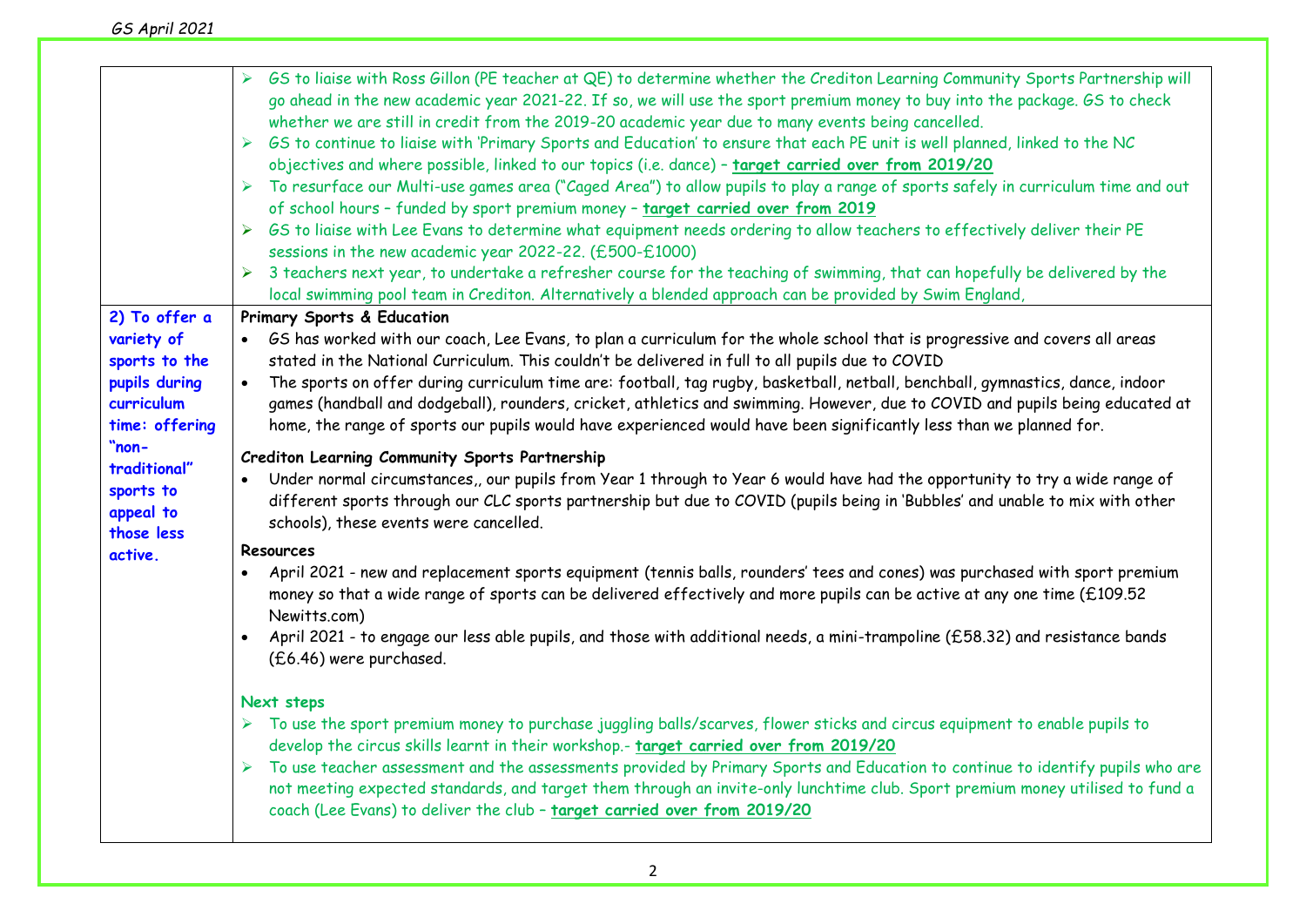| | |
|---|---|
| | ➢ GS to liaise with Ross Gillon (PE teacher at QE) to determine whether the Crediton Learning Community Sports Partnership will go ahead in the new academic year 2021-22. If so, we will use the sport premium money to buy into the package. GS to check whether we are still in credit from the 2019-20 academic year due to many events being cancelled.<br>➢ GS to continue to liaise with 'Primary Sports and Education' to ensure that each PE unit is well planned, linked to the NC objectives and where possible, linked to our topics (i.e. dance) – **target carried over from 2019/20**<br>➢ To resurface our Multi-use games area ("Caged Area") to allow pupils to play a range of sports safely in curriculum time and out of school hours – funded by sport premium money – **target carried over from 2019**<br>➢ GS to liaise with Lee Evans to determine what equipment needs ordering to allow teachers to effectively deliver their PE sessions in the new academic year 2022-22. (£500-£1000)<br>➢ 3 teachers next year, to undertake a refresher course for the teaching of swimming, that can hopefully be delivered by the local swimming pool team in Crediton. Alternatively a blended approach can be provided by Swim England, |
| **2) To offer a variety of sports to the pupils during curriculum time: offering "non-traditional" sports to appeal to those less active.** | **Primary Sports & Education**<br>• GS has worked with our coach, Lee Evans, to plan a curriculum for the whole school that is progressive and covers all areas stated in the National Curriculum. This couldn't be delivered in full to all pupils due to COVID<br>• The sports on offer during curriculum time are: football, tag rugby, basketball, netball, benchball, gymnastics, dance, indoor games (handball and dodgeball), rounders, cricket, athletics and swimming. However, due to COVID and pupils being educated at home, the range of sports our pupils would have experienced would have been significantly less than we planned for.<br><br>**Crediton Learning Community Sports Partnership**<br>• Under normal circumstances,, our pupils from Year 1 through to Year 6 would have had the opportunity to try a wide range of different sports through our CLC sports partnership but due to COVID (pupils being in 'Bubbles' and unable to mix with other schools), these events were cancelled.<br><br>**Resources**<br>• April 2021 - new and replacement sports equipment (tennis balls, rounders' tees and cones) was purchased with sport premium money so that a wide range of sports can be delivered effectively and more pupils can be active at any one time (£109.52 Newitts.com)<br>• April 2021 - to engage our less able pupils, and those with additional needs, a mini-trampoline (£58.32) and resistance bands (£6.46) were purchased.<br><br>**Next steps**<br>➢ To use the sport premium money to purchase juggling balls/scarves, flower sticks and circus equipment to enable pupils to develop the circus skills learnt in their workshop.- **target carried over from 2019/20**<br>➢ To use teacher assessment and the assessments provided by Primary Sports and Education to continue to identify pupils who are not meeting expected standards, and target them through an invite-only lunchtime club. Sport premium money utilised to fund a coach (Lee Evans) to deliver the club – **target carried over from 2019/20** |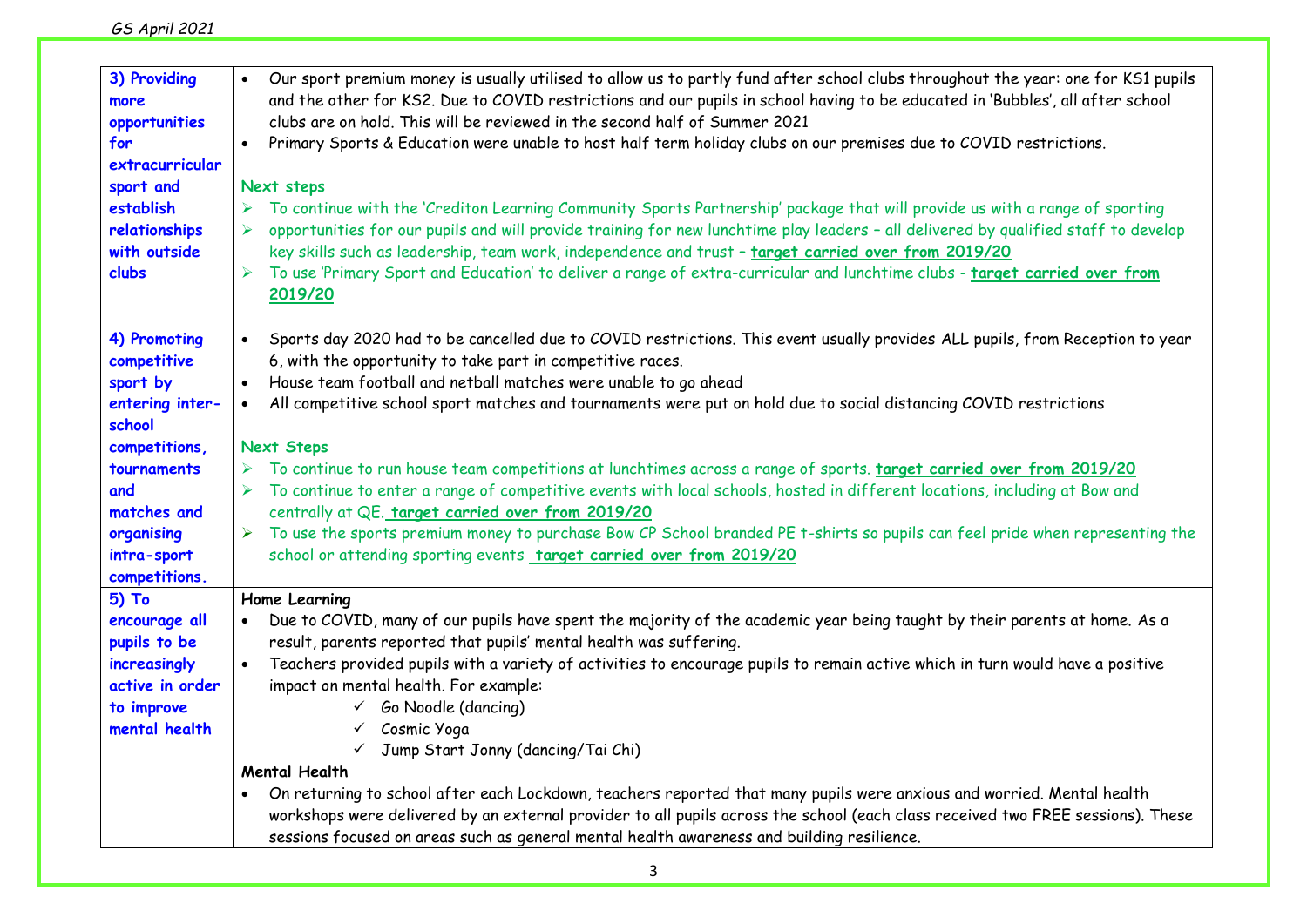| | |
|---|---|
| **3) Providing more opportunities for extracurricular sport and establish relationships with outside clubs** | • Our sport premium money is usually utilised to allow us to partly fund after school clubs throughout the year: one for KS1 pupils and the other for KS2. Due to COVID restrictions and our pupils in school having to be educated in 'Bubbles', all after school clubs are on hold. This will be reviewed in the second half of Summer 2021<br>• Primary Sports & Education were unable to host half term holiday clubs on our premises due to COVID restrictions.<br><br>**Next steps**<br>➢ To continue with the 'Crediton Learning Community Sports Partnership' package that will provide us with a range of sporting<br>➢ opportunities for our pupils and will provide training for new lunchtime play leaders – all delivered by qualified staff to develop key skills such as leadership, team work, independence and trust – **target carried over from 2019/20**<br>➢ To use 'Primary Sport and Education' to deliver a range of extra-curricular and lunchtime clubs - **target carried over from 2019/20** |
| **4) Promoting competitive sport by entering inter-school competitions, tournaments and matches and organising intra-sport competitions.** | • Sports day 2020 had to be cancelled due to COVID restrictions. This event usually provides ALL pupils, from Reception to year 6, with the opportunity to take part in competitive races.<br>• House team football and netball matches were unable to go ahead<br>• All competitive school sport matches and tournaments were put on hold due to social distancing COVID restrictions<br><br>**Next Steps**<br>➢ To continue to run house team competitions at lunchtimes across a range of sports. **target carried over from 2019/20**<br>➢ To continue to enter a range of competitive events with local schools, hosted in different locations, including at Bow and centrally at QE. **target carried over from 2019/20**<br>➢ To use the sports premium money to purchase Bow CP School branded PE t-shirts so pupils can feel pride when representing the school or attending sporting events **target carried over from 2019/20** |
| **5) To encourage all pupils to be increasingly active in order to improve mental health** | **Home Learning**<br>• Due to COVID, many of our pupils have spent the majority of the academic year being taught by their parents at home. As a result, parents reported that pupils' mental health was suffering.<br>• Teachers provided pupils with a variety of activities to encourage pupils to remain active which in turn would have a positive impact on mental health. For example:<br>✓ Go Noodle (dancing)<br>✓ Cosmic Yoga<br>✓ Jump Start Jonny (dancing/Tai Chi)<br>**Mental Health**<br>• On returning to school after each Lockdown, teachers reported that many pupils were anxious and worried. Mental health workshops were delivered by an external provider to all pupils across the school (each class received two FREE sessions). These sessions focused on areas such as general mental health awareness and building resilience. |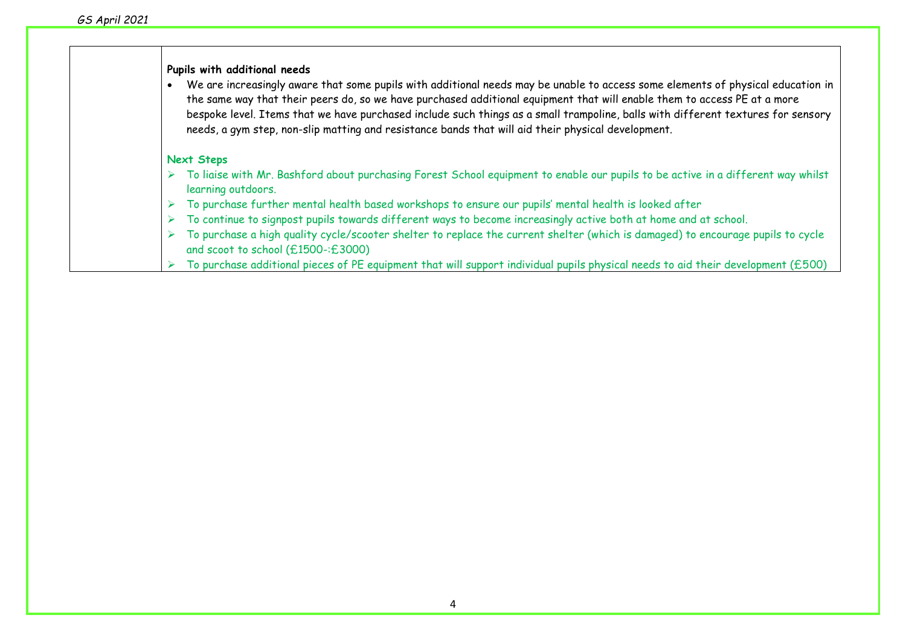| | |
|---|---|
| | **Pupils with additional needs**<br>• We are increasingly aware that some pupils with additional needs may be unable to access some elements of physical education in the same way that their peers do, so we have purchased additional equipment that will enable them to access PE at a more bespoke level. Items that we have purchased include such things as a small trampoline, balls with different textures for sensory needs, a gym step, non-slip matting and resistance bands that will aid their physical development.<br><br>**Next Steps**<br>➢ To liaise with Mr. Bashford about purchasing Forest School equipment to enable our pupils to be active in a different way whilst learning outdoors.<br>➢ To purchase further mental health based workshops to ensure our pupils' mental health is looked after<br>➢ To continue to signpost pupils towards different ways to become increasingly active both at home and at school.<br>➢ To purchase a high quality cycle/scooter shelter to replace the current shelter (which is damaged) to encourage pupils to cycle and scoot to school (£1500-:£3000)<br>➢ To purchase additional pieces of PE equipment that will support individual pupils physical needs to aid their development (£500) |